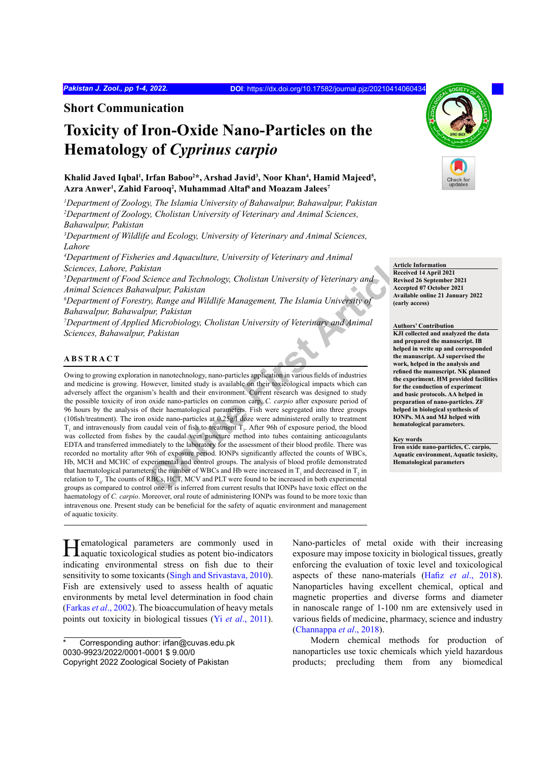Short Communication

# Toxicity of Iron-Oxide Nano-Particles on the Hematology of *Cyprinus carpio*

**Khalid Javed Iqbal[1], Irfan Baboo[2]*, Arshad Javid[3], Noor Khan[4], Hamid Majeed[5], Azra Anwer[1], Zahid Farooq[2], Muhammad Altaf[6] and Moazam Jalees[7]**

[1]*Department of Zoology, The Islamia University of Bahawalpur, Bahawalpur, Pakistan*
[2]*Department of Zoology, Cholistan University of Veterinary and Animal Sciences, Bahawalpur, Pakistan*
[3]*Department of Wildlife and Ecology, University of Veterinary and Animal Sciences, Lahore*
[4]*Department of Fisheries and Aquaculture, University of Veterinary and Animal Sciences, Lahore, Pakistan*
[5]*Department of Food Science and Technology, Cholistan University of Veterinary and Animal Sciences Bahawalpur, Pakistan*
[6]*Department of Forestry, Range and Wildlife Management, The Islamia University of Bahawalpur, Bahawalpur, Pakistan*
[7]*Department of Applied Microbiology, Cholistan University of Veterinary and Animal Sciences, Bahawalpur, Pakistan*

**Article Information**
Received 14 April 2021
Revised 26 September 2021
Accepted 07 October 2021
Available online 21 January 2022 (early access)

**Authors' Contribution**
KJI collected and analyzed the data and prepared the manuscript. IB helped in write up and corresponded the manuscript. AJ supervised the work, helped in the analysis and refined the manuscript. NK planned the experiment. HM provided facilities for the conduction of experiment and basic protocols. AA helped in preparation of nano-particles. ZF helped in biological synthesis of IONPs. MA and MJ helped with hematological parameters.

**Key words**
Iron oxide nano-particles, C. carpio, Aquatic environment, Aquatic toxicity, Hematological parameters

## ABSTRACT

Owing to growing exploration in nanotechnology, nano-particles application in various fields of industries and medicine is growing. However, limited study is available on their toxicological impacts which can adversely affect the organism's health and their environment. Current research was designed to study the possible toxicity of iron oxide nano-particles on common carp, *C. carpio* after exposure period of 96 hours by the analysis of their haematological parameters. Fish were segregated into three groups (10fish/treatment). The iron oxide nano-particles at 0.25g/l doze were administered orally to treatment $T_1$ and intravenously from caudal vein of fish to treatment $T_2$. After 96h of exposure period, the blood was collected from fishes by the caudal vein puncture method into tubes containing anticoagulants EDTA and transferred immediately to the laboratory for the assessment of their blood profile. There was recorded no mortality after 96h of exposure period. IONPs significantly affected the counts of WBCs, Hb, MCH and MCHC of experimental and control groups. The analysis of blood profile demonstrated that haematological parameters; the number of WBCs and Hb were increased in $T_1$ and decreased in $T_2$ in relation to $T_0$. The counts of RBCs, HCT, MCV and PLT were found to be increased in both experimental groups as compared to control one. It is inferred from current results that IONPs have toxic effect on the haematology of *C. carpio*. Moreover, oral route of administering IONPs was found to be more toxic than intravenous one. Present study can be beneficial for the safety of aquatic environment and management of aquatic toxicity.

Hematological parameters are commonly used in aquatic toxicological studies as potent bio-indicators indicating environmental stress on fish due to their sensitivity to some toxicants (Singh and Srivastava, 2010). Fish are extensively used to assess health of aquatic environments by metal level determination in food chain (Farkas *et al*., 2002). The bioaccumulation of heavy metals points out toxicity in biological tissues (Yi *et al*., 2011). Nano-particles of metal oxide with their increasing exposure may impose toxicity in biological tissues, greatly enforcing the evaluation of toxic level and toxicological aspects of these nano-materials (Hafiz *et al*., 2018). Nanoparticles having excellent chemical, optical and magnetic properties and diverse forms and diameter in nanoscale range of 1-100 nm are extensively used in various fields of medicine, pharmacy, science and industry (Channappa *et al*., 2018).

Modern chemical methods for production of nanoparticles use toxic chemicals which yield hazardous products; precluding them from any biomedical

\* Corresponding author: irfan@cuvas.edu.pk
0030-9923/2022/0001-0001 $ 9.00/0
Copyright 2022 Zoological Society of Pakistan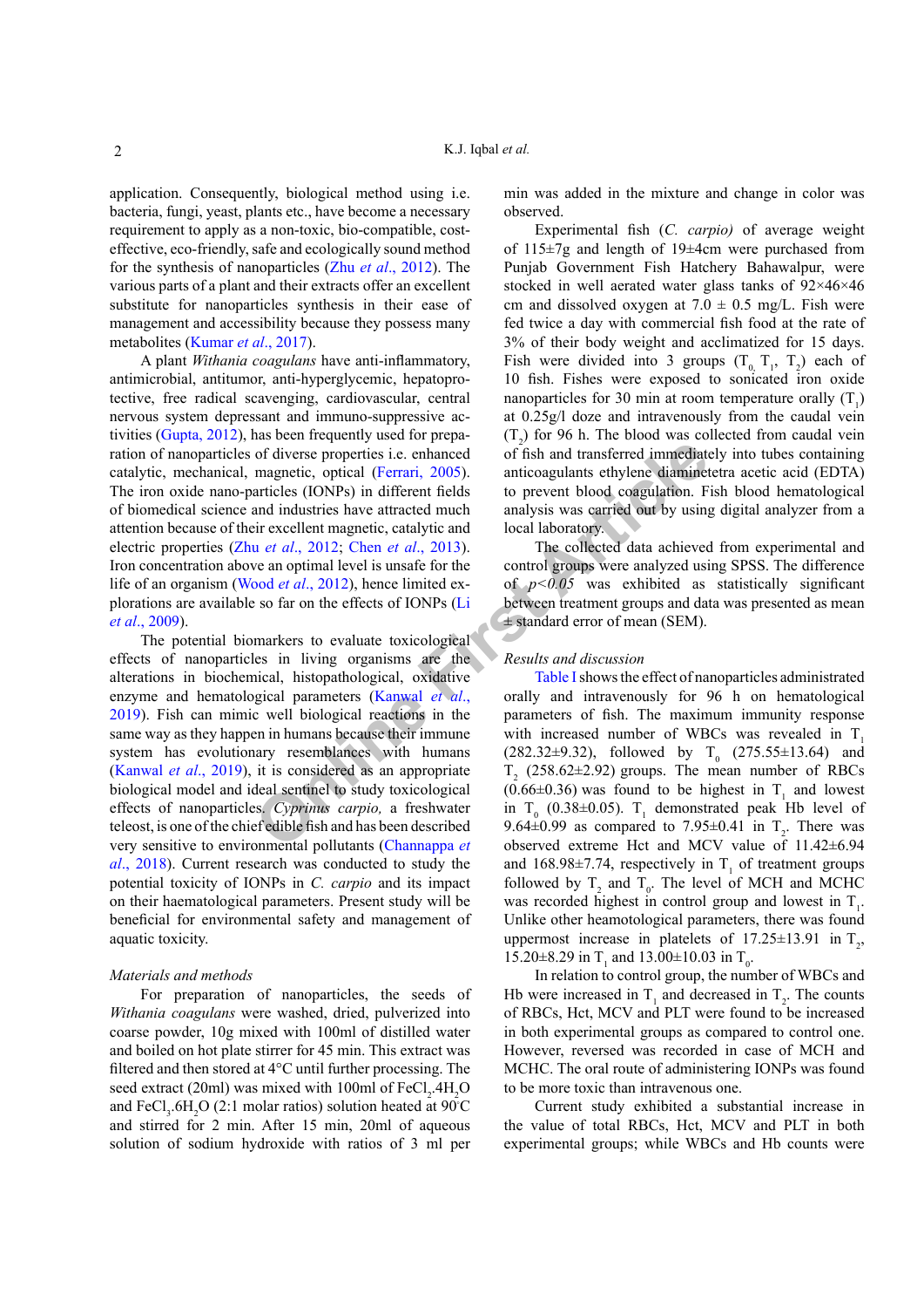application. Consequently, biological method using i.e. bacteria, fungi, yeast, plants etc., have become a necessary requirement to apply as a non-toxic, bio-compatible, cost-effective, eco-friendly, safe and ecologically sound method for the synthesis of nanoparticles (Zhu *et al*., 2012). The various parts of a plant and their extracts offer an excellent substitute for nanoparticles synthesis in their ease of management and accessibility because they possess many metabolites (Kumar *et al*., 2017).

A plant *Withania coagulans* have anti-inflammatory, antimicrobial, antitumor, anti-hyperglycemic, hepatoprotective, free radical scavenging, central nervous system depressant and immuno-suppressive activities (Gupta, 2012), has been frequently used for preparation of nanoparticles of diverse properties i.e. enhanced catalytic, mechanical, magnetic, optical (Ferrari, 2005). The iron oxide nano-particles (IONPs) in different fields of biomedical science and industries have attracted much attention because of their excellent magnetic, catalytic and electric properties (Zhu *et al*., 2012; Chen *et al*., 2013). Iron concentration above an optimal level is unsafe for the life of an organism (Wood *et al*., 2012), hence limited explorations are available so far on the effects of IONPs (Li *et al*., 2009).

The potential biomarkers to evaluate toxicological effects of nanoparticles in living organisms are the alterations in biochemical, histopathological, oxidative enzyme and hematological parameters (Kanwal *et al*., 2019). Fish can mimic well biological reactions in the same way as they happen in humans because their immune system has evolutionary resemblances with humans (Kanwal *et al*., 2019), it is considered as an appropriate biological model and ideal sentinel to study toxicological effects of nanoparticles. *Cyprinus carpio,* a freshwater teleost, is one of the chief edible fish and has been described very sensitive to environmental pollutants (Channappa *et al*., 2018). Current research was conducted to study the potential toxicity of IONPs in *C. carpio* and its impact on their haematological parameters. Present study will be beneficial for environmental safety and management of aquatic toxicity.

*Materials and methods*

For preparation of nanoparticles, the seeds of *Withania coagulans* were washed, dried, pulverized into coarse powder, 10g mixed with 100ml of distilled water and boiled on hot plate stirrer for 45 min. This extract was filtered and then stored at 4°C until further processing. The seed extract (20ml) was mixed with 100ml of $FeCl_2.4H_2O$ and $FeCl_3.6H_2O$ (2:1 molar ratios) solution heated at 90°C and stirred for 2 min. After 15 min, 20ml of aqueous solution of sodium hydroxide with ratios of 3 ml per min was added in the mixture and change in color was observed.

Experimental fish (*C. carpio)* of average weight of 115±7g and length of 19±4cm were purchased from Punjab Government Fish Hatchery Bahawalpur, were stocked in well aerated water glass tanks of 92×46×46 cm and dissolved oxygen at 7.0 ± 0.5 mg/L. Fish were fed twice a day with commercial fish food at the rate of 3% of their body weight and acclimatized for 15 days. Fish were divided into 3 groups ($T_0$, $T_1$, $T_2$) each of 10 fish. Fishes were exposed to sonicated iron oxide nanoparticles for 30 min at room temperature orally ($T_1$) at 0.25g/l doze and intravenously from the caudal vein ($T_2$) for 96 h. The blood was collected from caudal vein of fish and transferred immediately into tubes containing anticoagulants ethylene diaminetetra acetic acid (EDTA) to prevent blood coagulation. Fish blood hematological analysis was carried out by using digital analyzer from a local laboratory.

The collected data achieved from experimental and control groups were analyzed using SPSS. The difference of $p<0.05$ was exhibited as statistically significant between treatment groups and data was presented as mean ± standard error of mean (SEM).

*Results and discussion*

Table I shows the effect of nanoparticles administrated orally and intravenously for 96 h on hematological parameters of fish. The maximum immunity response with increased number of WBCs was revealed in $T_1$ (282.32±9.32), followed by $T_0$ (275.55±13.64) and $T_2$ (258.62±2.92) groups. The mean number of RBCs (0.66±0.36) was found to be highest in $T_1$ and lowest in $T_0$ (0.38±0.05). $T_1$ demonstrated peak Hb level of 9.64±0.99 as compared to 7.95±0.41 in $T_2$. There was observed extreme Hct and MCV value of 11.42±6.94 and 168.98±7.74, respectively in $T_1$ of treatment groups followed by $T_2$ and $T_0$. The level of MCH and MCHC was recorded highest in control group and lowest in $T_1$. Unlike other heamotological parameters, there was found uppermost increase in platelets of 17.25±13.91 in $T_2$, 15.20±8.29 in $T_1$ and 13.00±10.03 in $T_0$.

In relation to control group, the number of WBCs and Hb were increased in $T_1$ and decreased in $T_2$. The counts of RBCs, Hct, MCV and PLT were found to be increased in both experimental groups as compared to control one. However, reversed was recorded in case of MCH and MCHC. The oral route of administering IONPs was found to be more toxic than intravenous one.

Current study exhibited a substantial increase in the value of total RBCs, Hct, MCV and PLT in both experimental groups; while WBCs and Hb counts were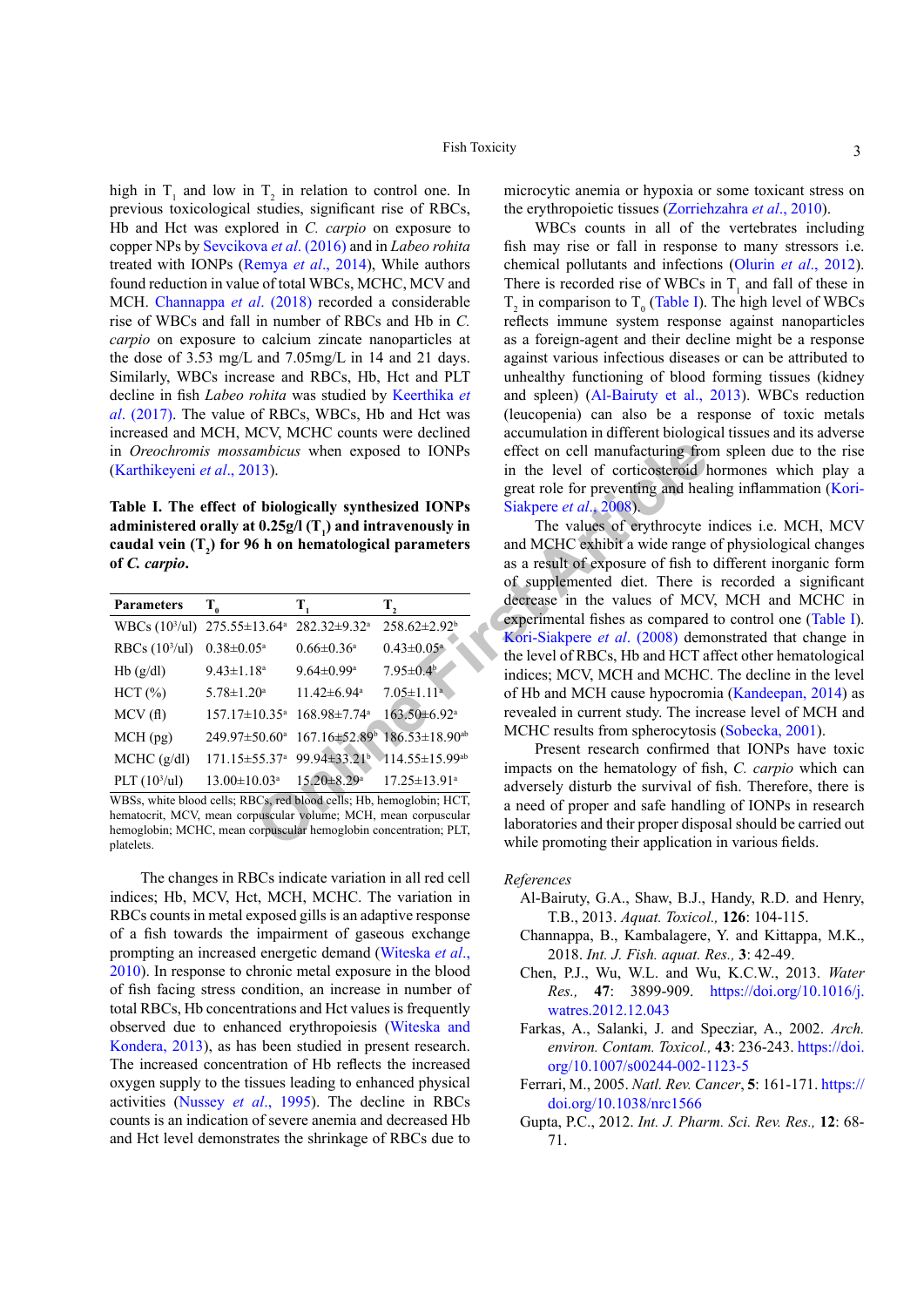high in $T_1$ and low in $T_2$ in relation to control one. In previous toxicological studies, significant rise of RBCs, Hb and Hct was explored in *C. carpio* on exposure to copper NPs by Sevcikova *et al*. (2016) and in *Labeo rohita* treated with IONPs (Remya *et al*., 2014), While authors found reduction in value of total WBCs, MCHC, MCV and MCH. Channappa *et al*. (2018) recorded a considerable rise of WBCs and fall in number of RBCs and Hb in *C. carpio* on exposure to calcium zincate nanoparticles at the dose of 3.53 mg/L and 7.05mg/L in 14 and 21 days. Similarly, WBCs increase and RBCs, Hb, Hct and PLT decline in fish *Labeo rohita* was studied by Keerthika *et al*. (2017). The value of RBCs, WBCs, Hb and Hct was increased and MCH, MCV, MCHC counts were declined in *Oreochromis mossambicus* when exposed to IONPs (Karthikeyeni *et al*., 2013).

**Table I. The effect of biologically synthesized IONPs administered orally at 0.25g/l ($T_1$) and intravenously in caudal vein ($T_2$) for 96 h on hematological parameters of *C. carpio*.**

| Parameters | $T_0$ | $T_1$ | $T_2$ |
|---|---|---|---|
| WBCs ($10^3$/ul) | 275.55±13.64[a] | 282.32±9.32[a] | 258.62±2.92[b] |
| RBCs ($10^3$/ul) | 0.38±0.05[a] | 0.66±0.36[a] | 0.43±0.05[a] |
| Hb (g/dl) | 9.43±1.18[a] | 9.64±0.99[a] | 7.95±0.4[b] |
| HCT (%) | 5.78±1.20[a] | 11.42±6.94[a] | 7.05±1.11[a] |
| MCV (fl) | 157.17±10.35[a] | 168.98±7.74[a] | 163.50±6.92[a] |
| MCH (pg) | 249.97±50.60[a] | 167.16±52.89[b] | 186.53±18.90[ab] |
| MCHC (g/dl) | 171.15±55.37[a] | 99.94±33.21[b] | 114.55±15.99[ab] |
| PLT ($10^3$/ul) | 13.00±10.03[a] | 15.20±8.29[a] | 17.25±13.91[a] |

WBSs, white blood cells; RBCs, red blood cells; Hb, hemoglobin; HCT, hematocrit, MCV, mean corpuscular volume; MCH, mean corpuscular hemoglobin; MCHC, mean corpuscular hemoglobin concentration; PLT, platelets.

The changes in RBCs indicate variation in all red cell indices; Hb, MCV, Hct, MCH, MCHC. The variation in RBCs counts in metal exposed gills is an adaptive response of a fish towards the impairment of gaseous exchange prompting an increased energetic demand (Witeska *et al*., 2010). In response to chronic metal exposure in the blood of fish facing stress condition, an increase in number of total RBCs, Hb concentrations and Hct values is frequently observed due to enhanced erythropoiesis (Witeska and Kondera, 2013), as has been studied in present research. The increased concentration of Hb reflects the increased oxygen supply to the tissues leading to enhanced physical activities (Nussey *et al*., 1995). The decline in RBCs counts is an indication of severe anemia and decreased Hb and Hct level demonstrates the shrinkage of RBCs due to microcytic anemia or hypoxia or some toxicant stress on the erythropoietic tissues (Zorriehzahra *et al*., 2010).

WBCs counts in all of the vertebrates including fish may rise or fall in response to many stressors i.e. chemical pollutants and infections (Olurin *et al*., 2012). There is recorded rise of WBCs in $T_1$ and fall of these in $T_2$ in comparison to $T_0$ (Table I). The high level of WBCs reflects immune system response against nanoparticles as a foreign-agent and their decline might be a response against various infectious diseases or can be attributed to unhealthy functioning of blood forming tissues (kidney and spleen) (Al-Bairuty et al., 2013). WBCs reduction (leucopenia) can also be a response of toxic metals accumulation in different biological tissues and its adverse effect on cell manufacturing from spleen due to the rise in the level of corticosteroid hormones which play a great role for preventing and healing inflammation (Kori-Siakpere *et al*., 2008).

The values of erythrocyte indices i.e. MCH, MCV and MCHC exhibit a wide range of physiological changes as a result of exposure of fish to different inorganic form of supplemented diet. There is recorded a significant decrease in the values of MCV, MCH and MCHC in experimental fishes as compared to control one (Table I). Kori-Siakpere *et al*. (2008) demonstrated that change in the level of RBCs, Hb and HCT affect other hematological indices; MCV, MCH and MCHC. The decline in the level of Hb and MCH cause hypocromia (Kandeepan, 2014) as revealed in current study. The increase level of MCH and MCHC results from spherocytosis (Sobecka, 2001).

Present research confirmed that IONPs have toxic impacts on the hematology of fish, *C. carpio* which can adversely disturb the survival of fish. Therefore, there is a need of proper and safe handling of IONPs in research laboratories and their proper disposal should be carried out while promoting their application in various fields.

*References*

Al-Bairuty, G.A., Shaw, B.J., Handy, R.D. and Henry, T.B., 2013. *Aquat. Toxicol.,* **126**: 104-115.

Channappa, B., Kambalagere, Y. and Kittappa, M.K., 2018. *Int. J. Fish. aquat. Res.,* **3**: 42-49.

Chen, P.J., Wu, W.L. and Wu, K.C.W., 2013. *Water Res.,* **47**: 3899-909. https://doi.org/10.1016/j.watres.2012.12.043

Farkas, A., Salanki, J. and Specziar, A., 2002. *Arch. environ. Contam. Toxicol.,* **43**: 236-243. https://doi.org/10.1007/s00244-002-1123-5

Ferrari, M., 2005. *Natl. Rev. Cancer*, **5**: 161-171. https://doi.org/10.1038/nrc1566

Gupta, P.C., 2012. *Int. J. Pharm. Sci. Rev. Res.,* **12**: 68-71.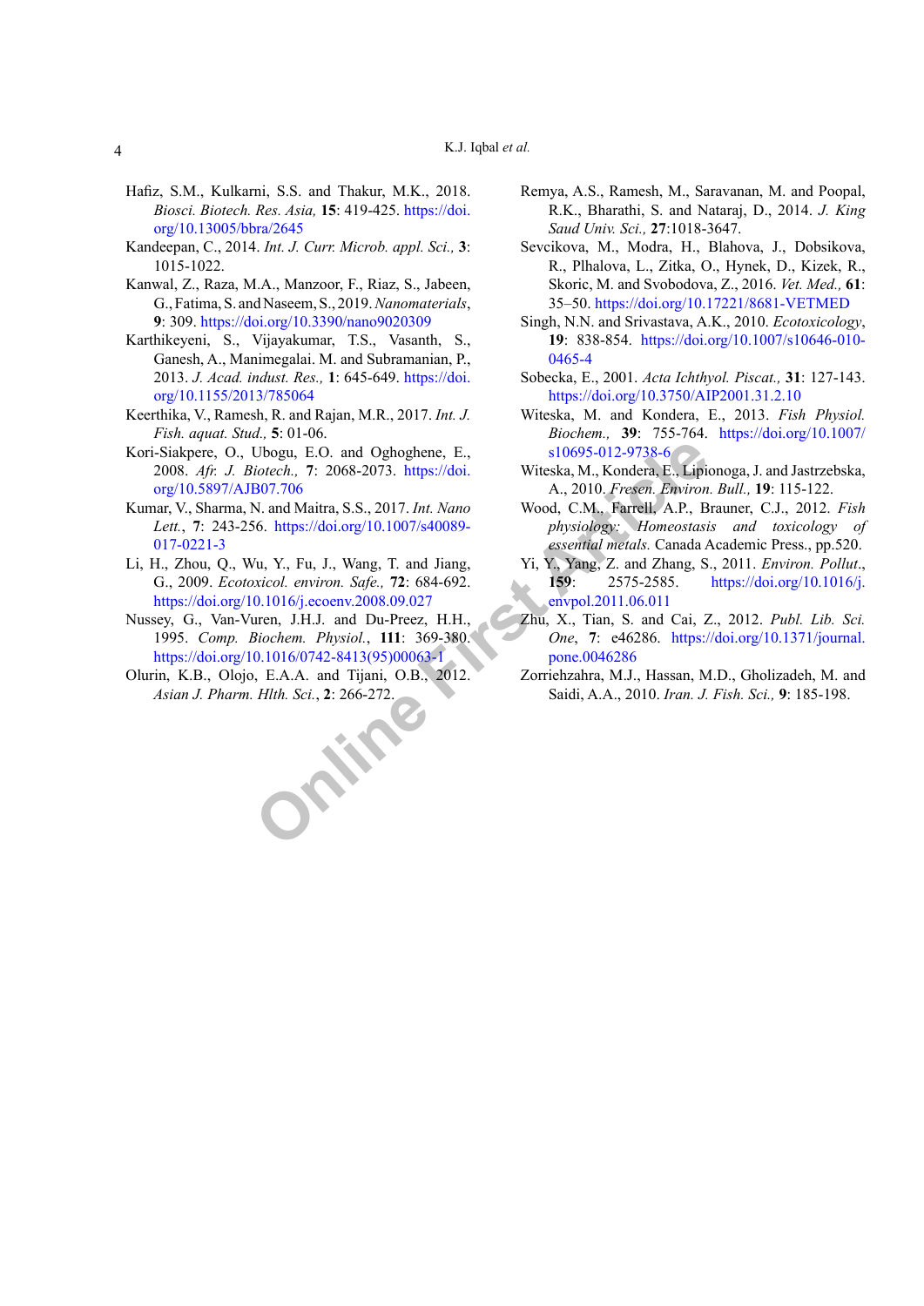Hafiz, S.M., Kulkarni, S.S. and Thakur, M.K., 2018. *Biosci. Biotech. Res. Asia,* **15**: 419-425. https://doi.org/10.13005/bbra/2645

Kandeepan, C., 2014. *Int. J. Curr. Microb. appl. Sci.,* **3**: 1015-1022.

Kanwal, Z., Raza, M.A., Manzoor, F., Riaz, S., Jabeen, G., Fatima, S. and Naseem, S., 2019. *Nanomaterials*, **9**: 309. https://doi.org/10.3390/nano9020309

Karthikeyeni, S., Vijayakumar, T.S., Vasanth, S., Ganesh, A., Manimegalai. M. and Subramanian, P., 2013. *J. Acad. indust. Res.,* **1**: 645-649. https://doi.org/10.1155/2013/785064

Keerthika, V., Ramesh, R. and Rajan, M.R., 2017. *Int. J. Fish. aquat. Stud.,* **5**: 01-06.

Kori-Siakpere, O., Ubogu, E.O. and Oghoghene, E., 2008. *Afr. J. Biotech.,* **7**: 2068-2073. https://doi.org/10.5897/AJB07.706

Kumar, V., Sharma, N. and Maitra, S.S., 2017. *Int. Nano Lett.*, **7**: 243-256. https://doi.org/10.1007/s40089-017-0221-3

Li, H., Zhou, Q., Wu, Y., Fu, J., Wang, T. and Jiang, G., 2009. *Ecotoxicol. environ. Safe.,* **72**: 684-692. https://doi.org/10.1016/j.ecoenv.2008.09.027

Nussey, G., Van-Vuren, J.H.J. and Du-Preez, H.H., 1995. *Comp. Biochem. Physiol.*, **111**: 369-380. https://doi.org/10.1016/0742-8413(95)00063-1

Olurin, K.B., Olojo, E.A.A. and Tijani, O.B., 2012. *Asian J. Pharm. Hlth. Sci.*, **2**: 266-272.

Remya, A.S., Ramesh, M., Saravanan, M. and Poopal, R.K., Bharathi, S. and Nataraj, D., 2014. *J. King Saud Univ. Sci.,* **27**:1018-3647.

Sevcikova, M., Modra, H., Blahova, J., Dobsikova, R., Plhalova, L., Zitka, O., Hynek, D., Kizek, R., Skoric, M. and Svobodova, Z., 2016. *Vet. Med.,* **61**: 35–50. https://doi.org/10.17221/8681-VETMED

Singh, N.N. and Srivastava, A.K., 2010. *Ecotoxicology*, **19**: 838-854. https://doi.org/10.1007/s10646-010-0465-4

Sobecka, E., 2001. *Acta Ichthyol. Piscat.,* **31**: 127-143. https://doi.org/10.3750/AIP2001.31.2.10

Witeska, M. and Kondera, E., 2013. *Fish Physiol. Biochem.,* **39**: 755-764. https://doi.org/10.1007/s10695-012-9738-6

Witeska, M., Kondera, E., Lipionoga, J. and Jastrzebska, A., 2010. *Fresen. Environ. Bull.,* **19**: 115-122.

Wood, C.M., Farrell, A.P., Brauner, C.J., 2012. *Fish physiology: Homeostasis and toxicology of essential metals.* Canada Academic Press., pp.520.

Yi, Y., Yang, Z. and Zhang, S., 2011. *Environ. Pollut.*, **159**: 2575-2585. https://doi.org/10.1016/j.envpol.2011.06.011

Zhu, X., Tian, S. and Cai, Z., 2012. *Publ. Lib. Sci. One*, **7**: e46286. https://doi.org/10.1371/journal.pone.0046286

Zorriehzahra, M.J., Hassan, M.D., Gholizadeh, M. and Saidi, A.A., 2010. *Iran. J. Fish. Sci.,* **9**: 185-198.